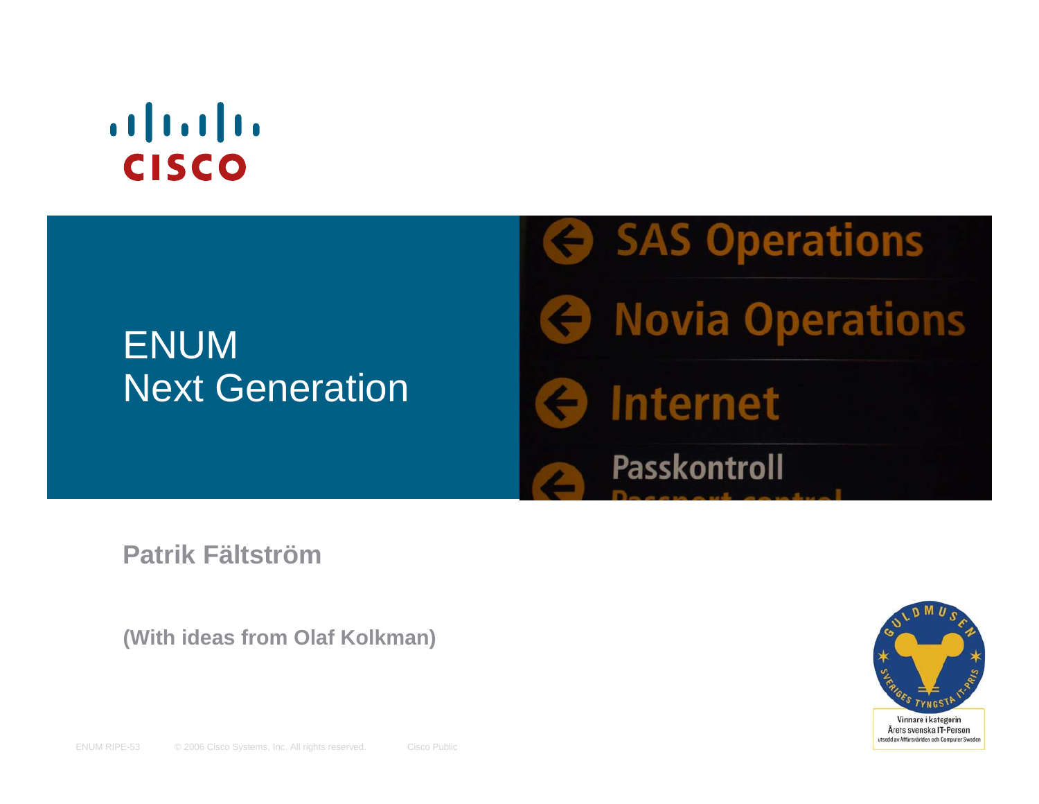# ENUM
# Next Generation

**Patrik Fältström**

**(With ideas from Olaf Kolkman)**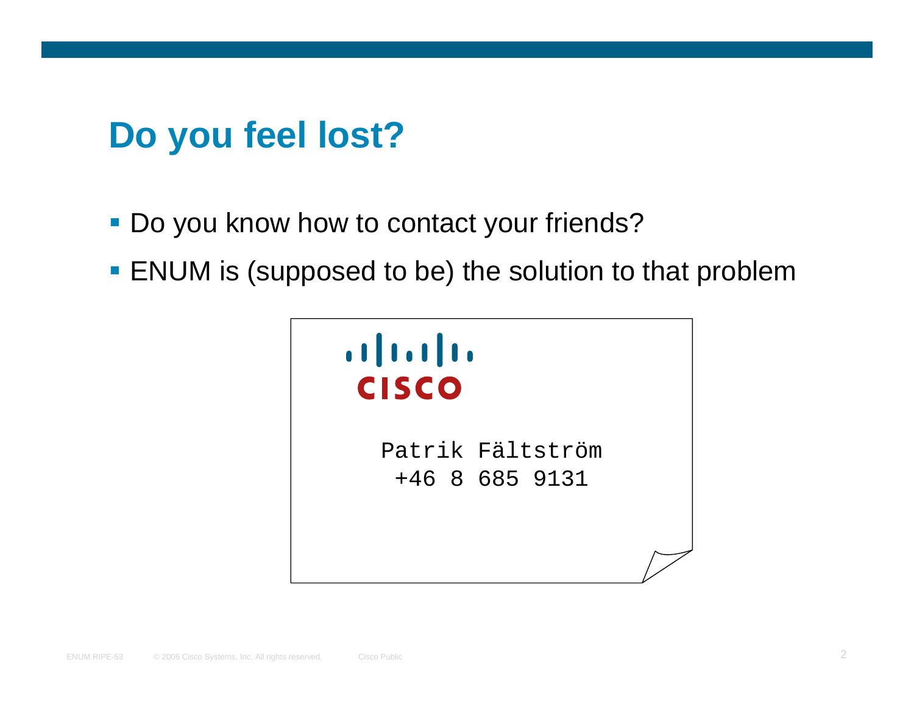# Do you feel lost?

- Do you know how to contact your friends?
- ENUM is (supposed to be) the solution to that problem

CISCO

Patrik Fältström
+46 8 685 9131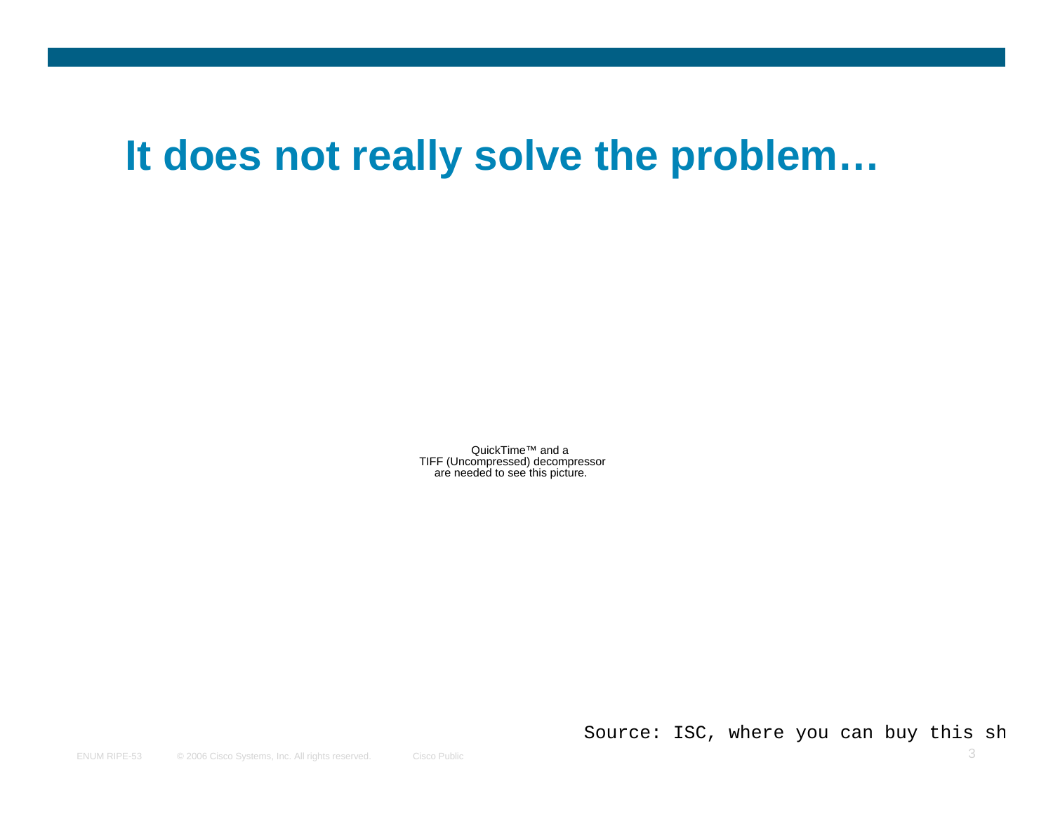# It does not really solve the problem…

QuickTime™ and a
TIFF (Uncompressed) decompressor
are needed to see this picture.

Source: ISC, where you can buy this sh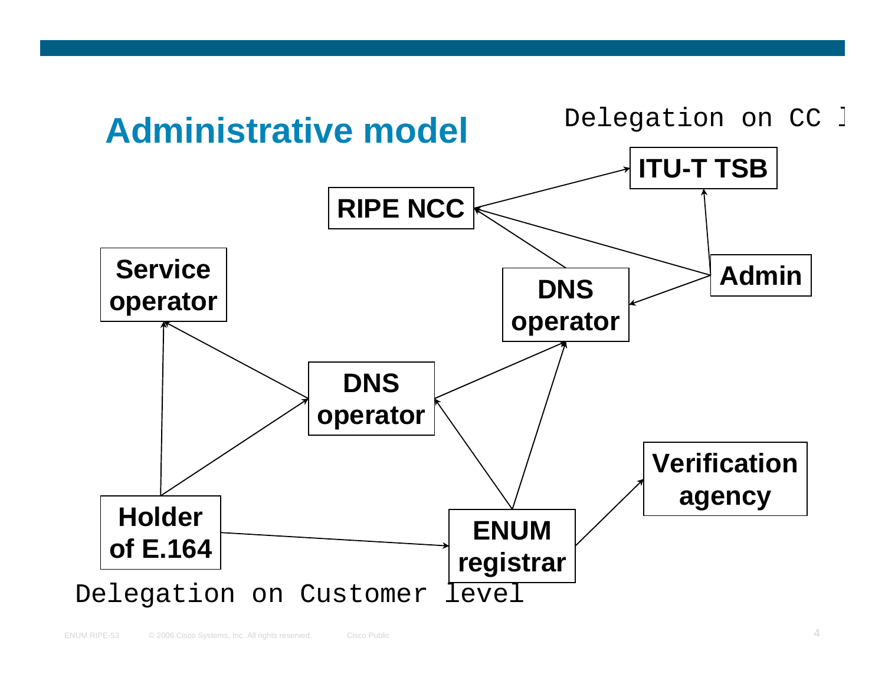# Administrative model

Delegation on CC l

ITU-T TSB

RIPE NCC

Service operator

DNS operator

Admin

DNS operator

Verification agency

Holder of E.164

ENUM registrar

Delegation on Customer level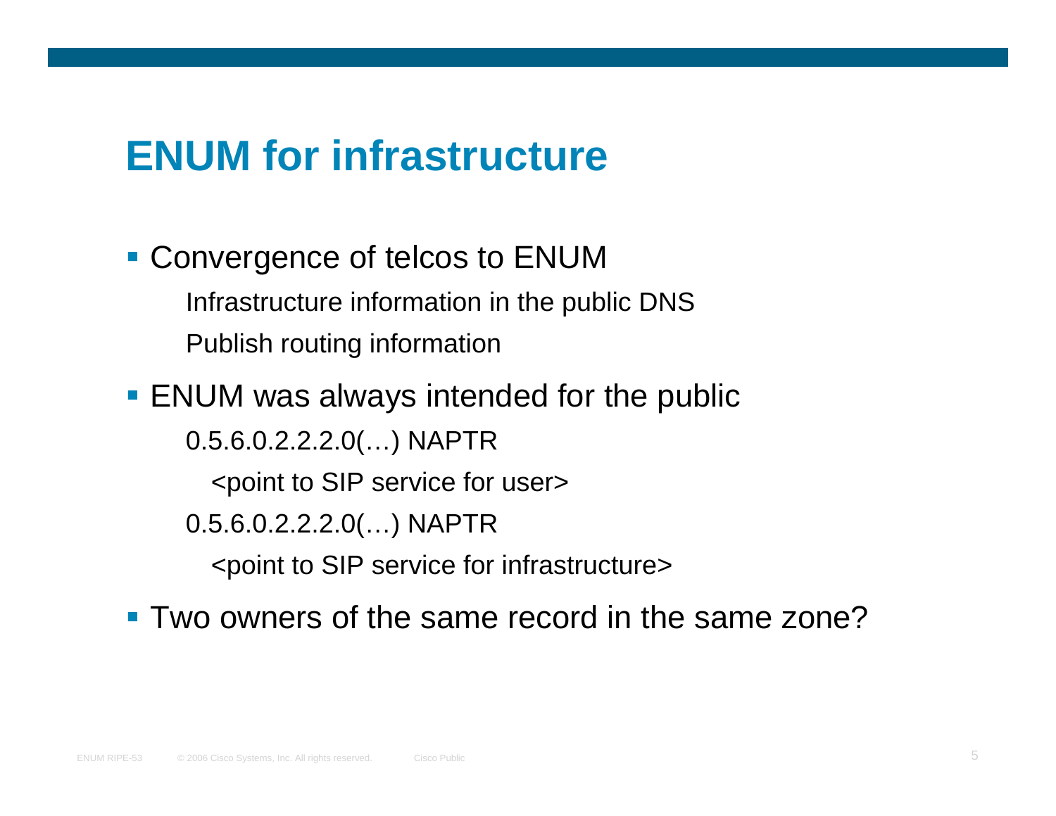# ENUM for infrastructure

- Convergence of telcos to ENUM
  - Infrastructure information in the public DNS
  - Publish routing information
- ENUM was always intended for the public
  - 0.5.6.0.2.2.2.0(…) NAPTR
    - <point to SIP service for user>
  - 0.5.6.0.2.2.2.0(…) NAPTR
    - <point to SIP service for infrastructure>
- Two owners of the same record in the same zone?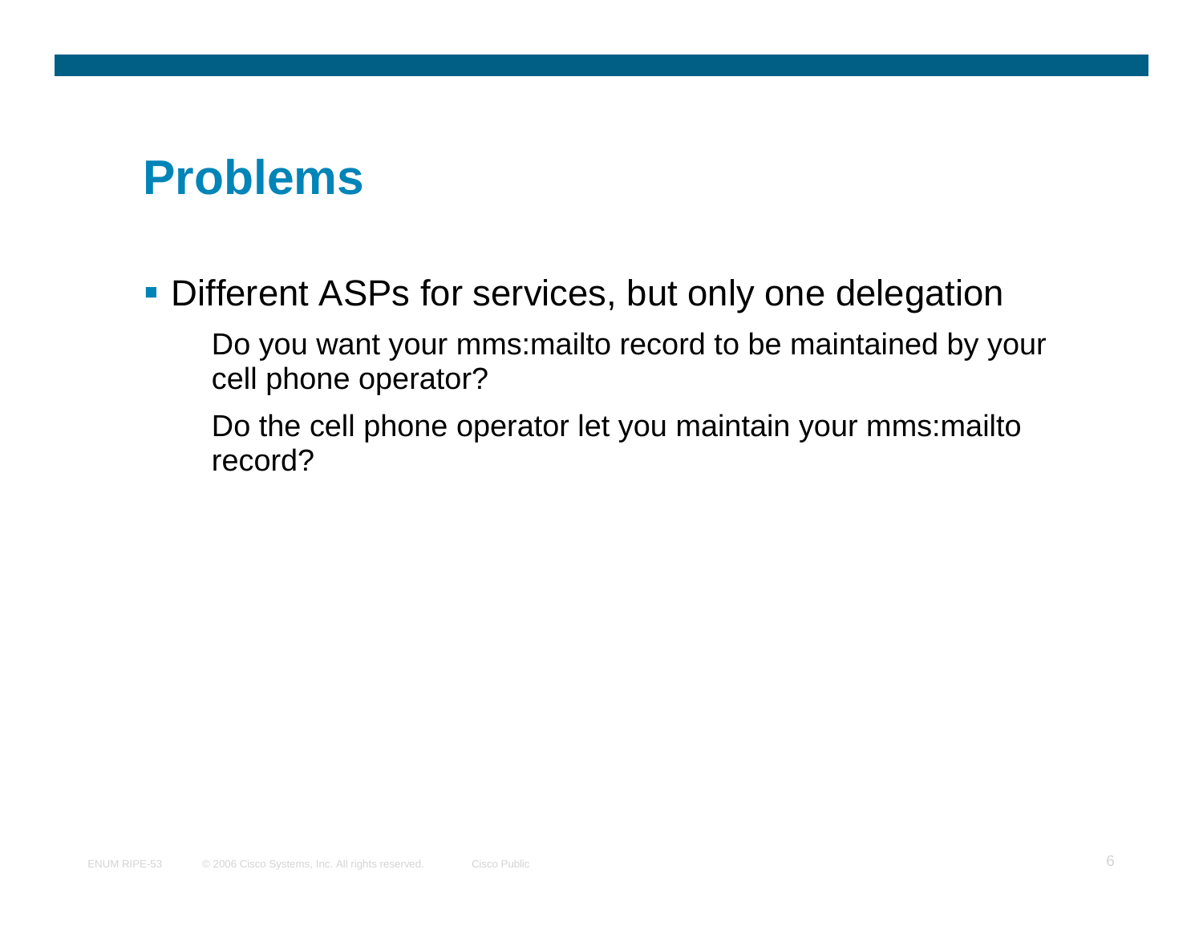# Problems

- Different ASPs for services, but only one delegation

  Do you want your mms:mailto record to be maintained by your cell phone operator?

  Do the cell phone operator let you maintain your mms:mailto record?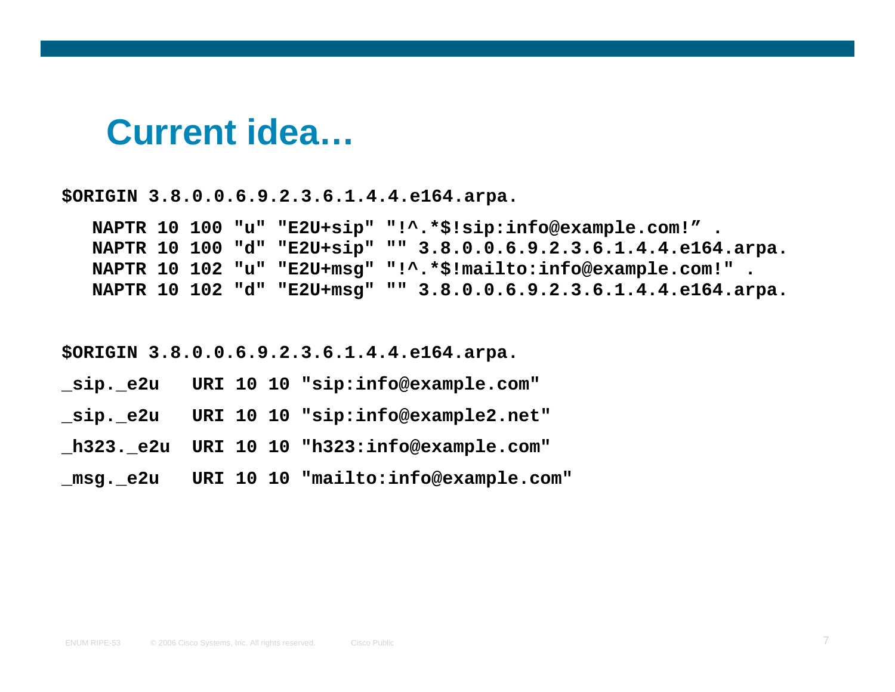# Current idea…

```
$ORIGIN 3.8.0.0.6.9.2.3.6.1.4.4.e164.arpa.

   NAPTR 10 100 "u" "E2U+sip" "!^.*$!sip:info@example.com!” .
   NAPTR 10 100 "d" "E2U+sip" "" 3.8.0.0.6.9.2.3.6.1.4.4.e164.arpa.
   NAPTR 10 102 "u" "E2U+msg" "!^.*$!mailto:info@example.com!" .
   NAPTR 10 102 "d" "E2U+msg" "" 3.8.0.0.6.9.2.3.6.1.4.4.e164.arpa.
```

```
$ORIGIN 3.8.0.0.6.9.2.3.6.1.4.4.e164.arpa.
_sip._e2u   URI 10 10 "sip:info@example.com"
_sip._e2u   URI 10 10 "sip:info@example2.net"
_h323._e2u  URI 10 10 "h323:info@example.com"
_msg._e2u   URI 10 10 "mailto:info@example.com"
```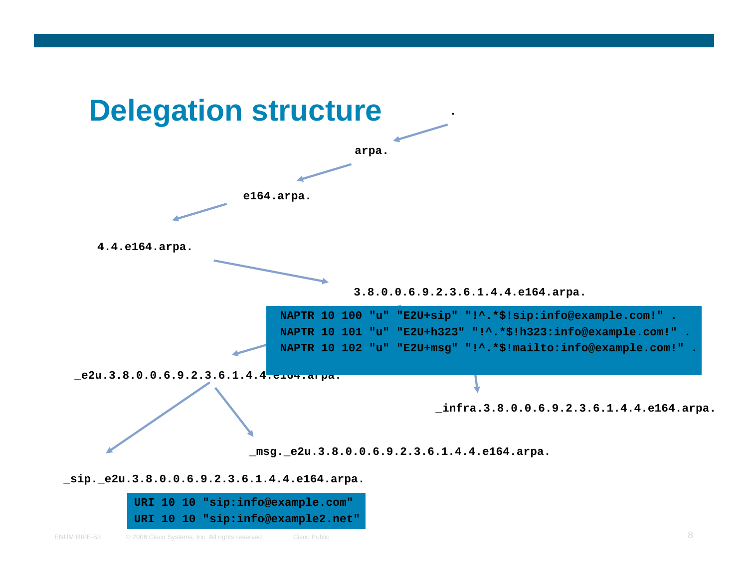# Delegation structure

```
.
arpa.
e164.arpa.
4.4.e164.arpa.
3.8.0.0.6.9.2.3.6.1.4.4.e164.arpa.
```

```
NAPTR 10 100 "u" "E2U+sip" "!^.*$!sip:info@example.com!" .
NAPTR 10 101 "u" "E2U+h323" "!^.*$!h323:info@example.com!" .
NAPTR 10 102 "u" "E2U+msg" "!^.*$!mailto:info@example.com!" .
```

```
_e2u.3.8.0.0.6.9.2.3.6.1.4.4.e164.arpa.
_infra.3.8.0.0.6.9.2.3.6.1.4.4.e164.arpa.
_msg._e2u.3.8.0.0.6.9.2.3.6.1.4.4.e164.arpa.
_sip._e2u.3.8.0.0.6.9.2.3.6.1.4.4.e164.arpa.
```

```
URI 10 10 "sip:info@example.com"
URI 10 10 "sip:info@example2.net"
```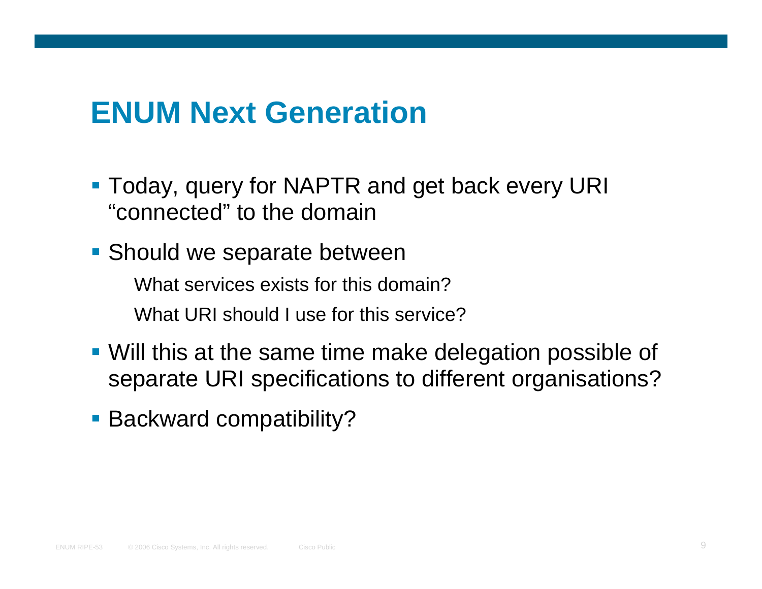# ENUM Next Generation

- Today, query for NAPTR and get back every URI "connected" to the domain
- Should we separate between
  - What services exists for this domain?
  - What URI should I use for this service?
- Will this at the same time make delegation possible of separate URI specifications to different organisations?
- Backward compatibility?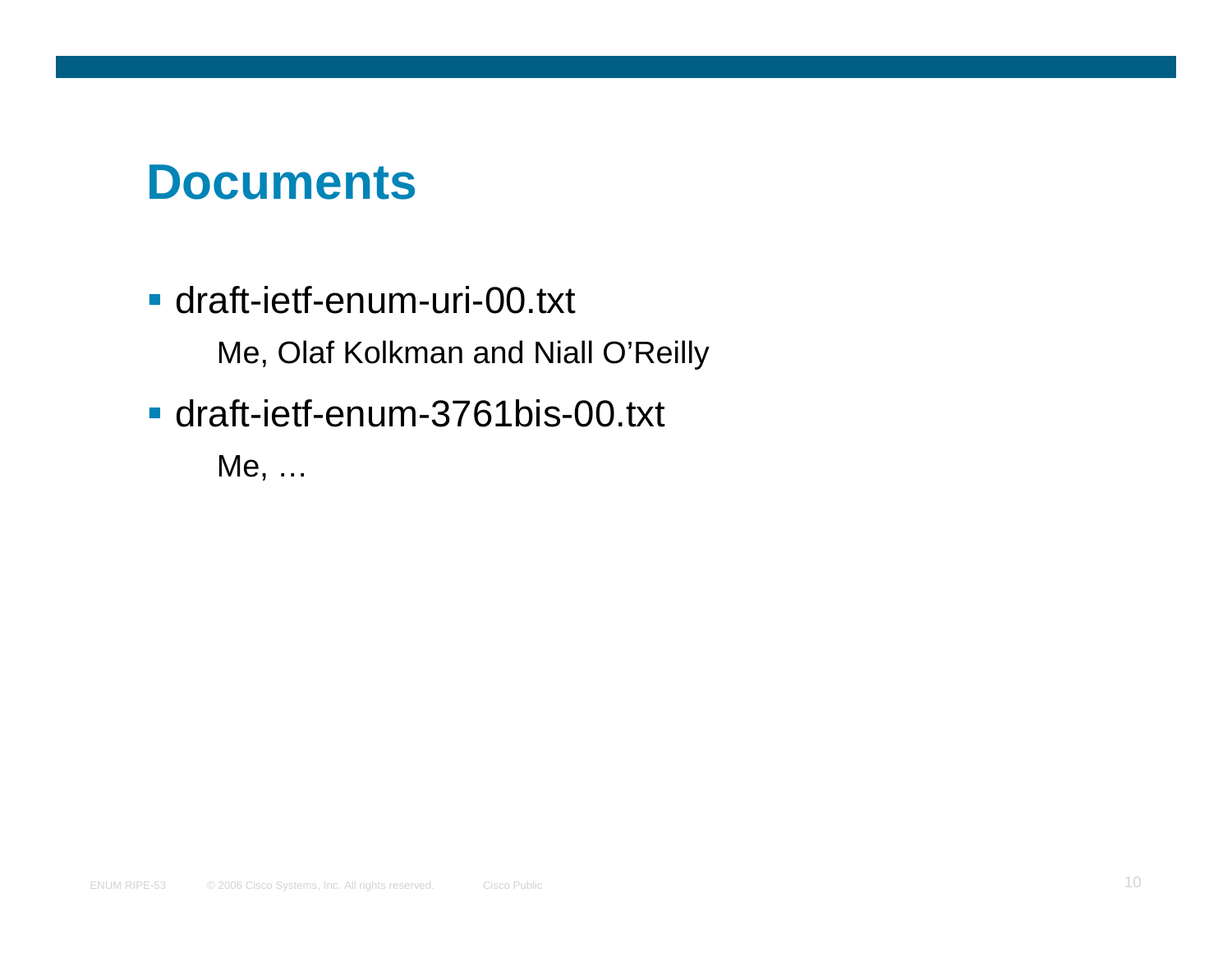# Documents

- draft-ietf-enum-uri-00.txt

  Me, Olaf Kolkman and Niall O'Reilly

- draft-ietf-enum-3761bis-00.txt

  Me, …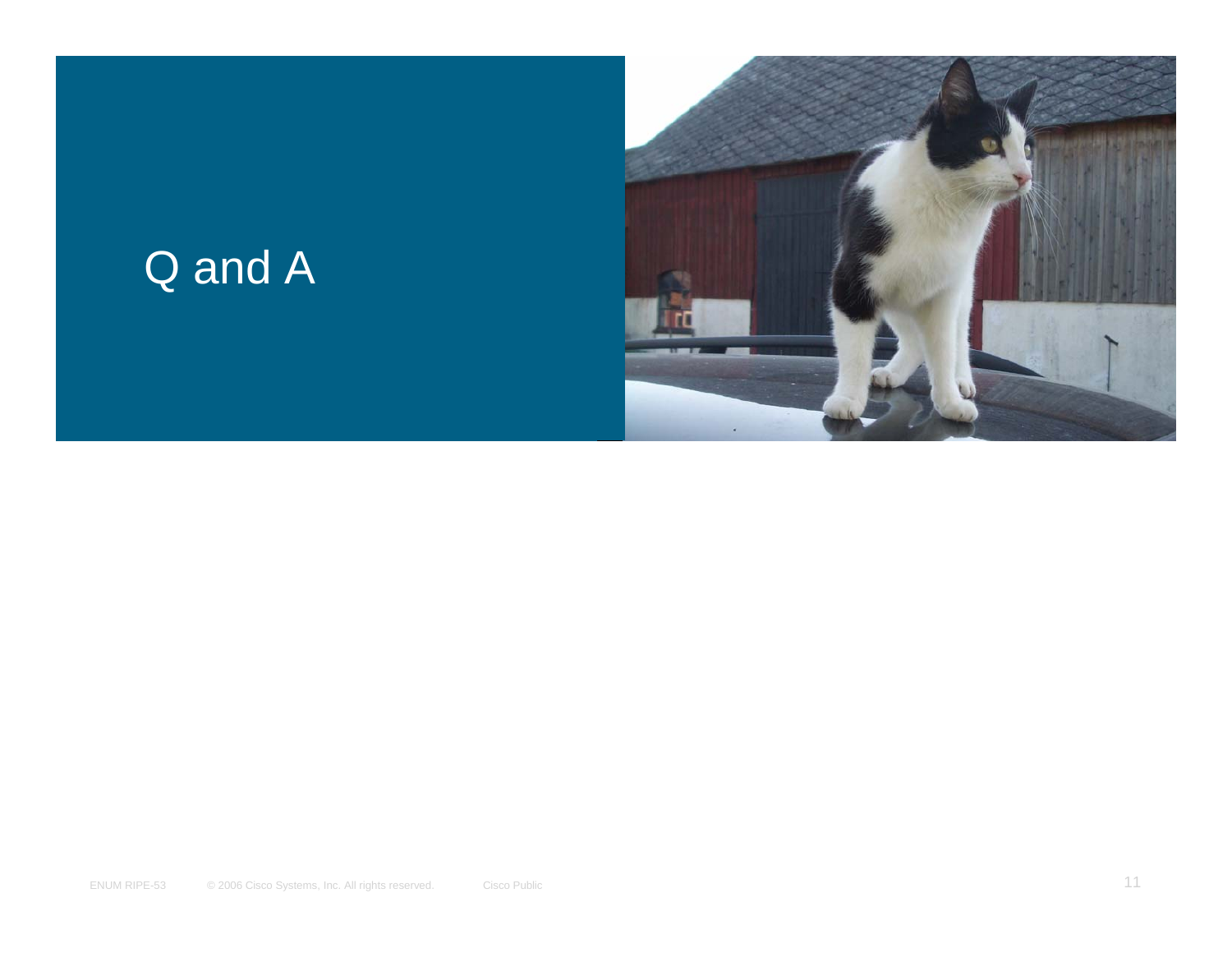# Q and A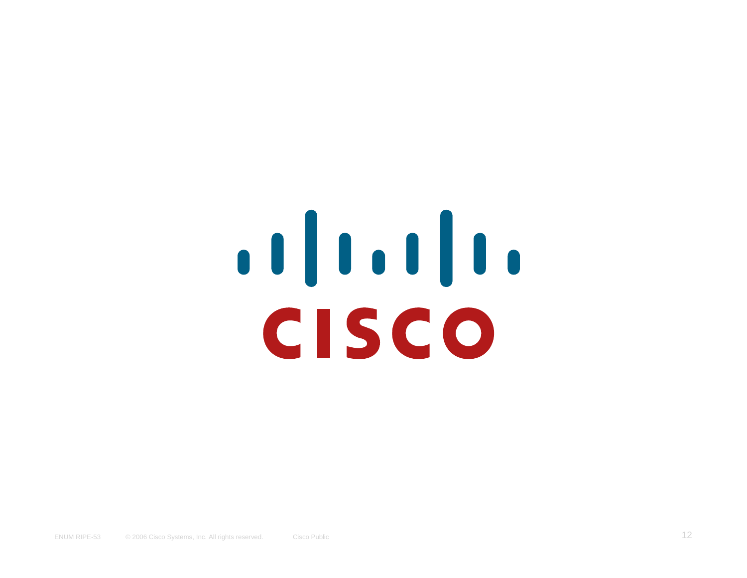CISCO